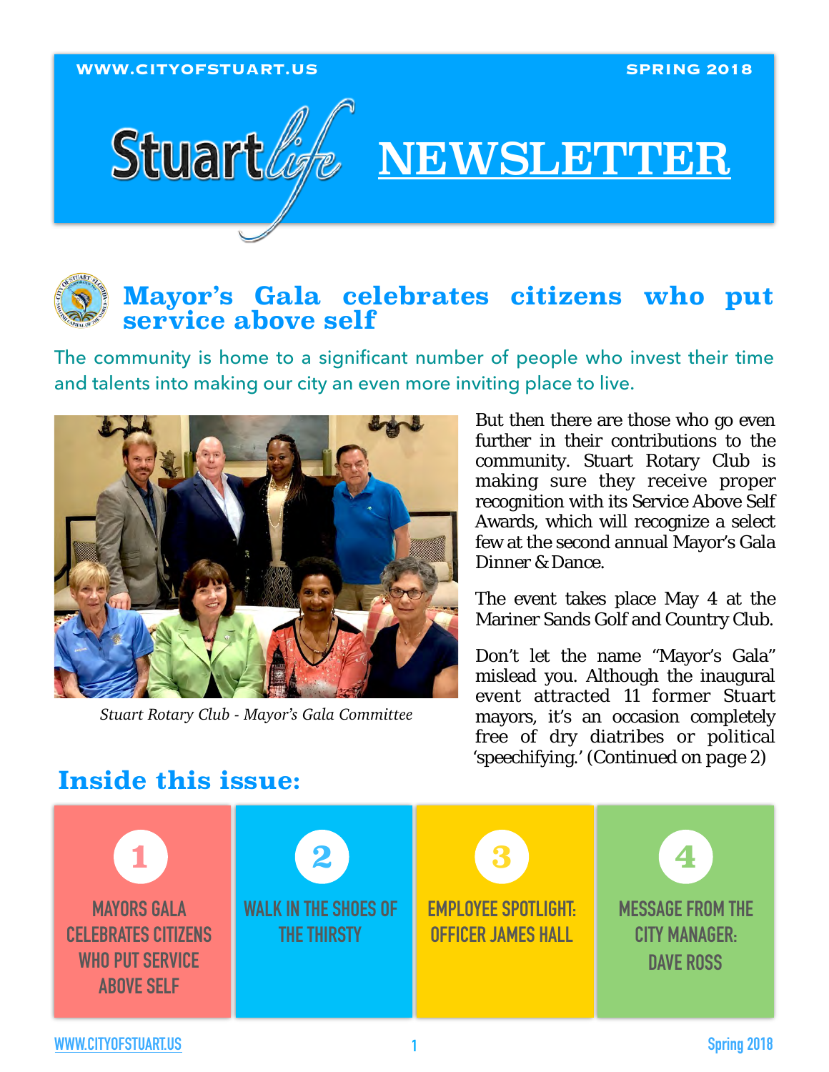WWW.CITYOFSTUART.US SPRING 2018

# Stuart life NEWSLETTER

## Mayor's Gala celebrates citizens who put service above self

The community is home to a significant number of people who invest their time and talents into making our city an even more inviting place to live.

*Stuart Rotary Club - Mayor's Gala Committee*

But then there are those who go even further in their contributions to the community. Stuart Rotary Club is making sure they receive proper recognition with its Service Above Self Awards, which will recognize a select few at the second annual Mayor's Gala Dinner & Dance.

The event takes place May 4 at the Mariner Sands Golf and Country Club.

Don't let the name "Mayor's Gala" mislead you. Although the inaugural event attracted 11 former Stuart mayors, it's an occasion completely free of dry diatribes or political 'speechifying.' (Continued on page 2)

## Inside this issue:

1. MAYORS GALA CELEBRATES CITIZENS WHO PUT SERVICE ABOVE SELF
2. WALK IN THE SHOES OF THE THIRSTY
3. EMPLOYEE SPOTLIGHT: OFFICER JAMES HALL
4. MESSAGE FROM THE CITY MANAGER: DAVE ROSS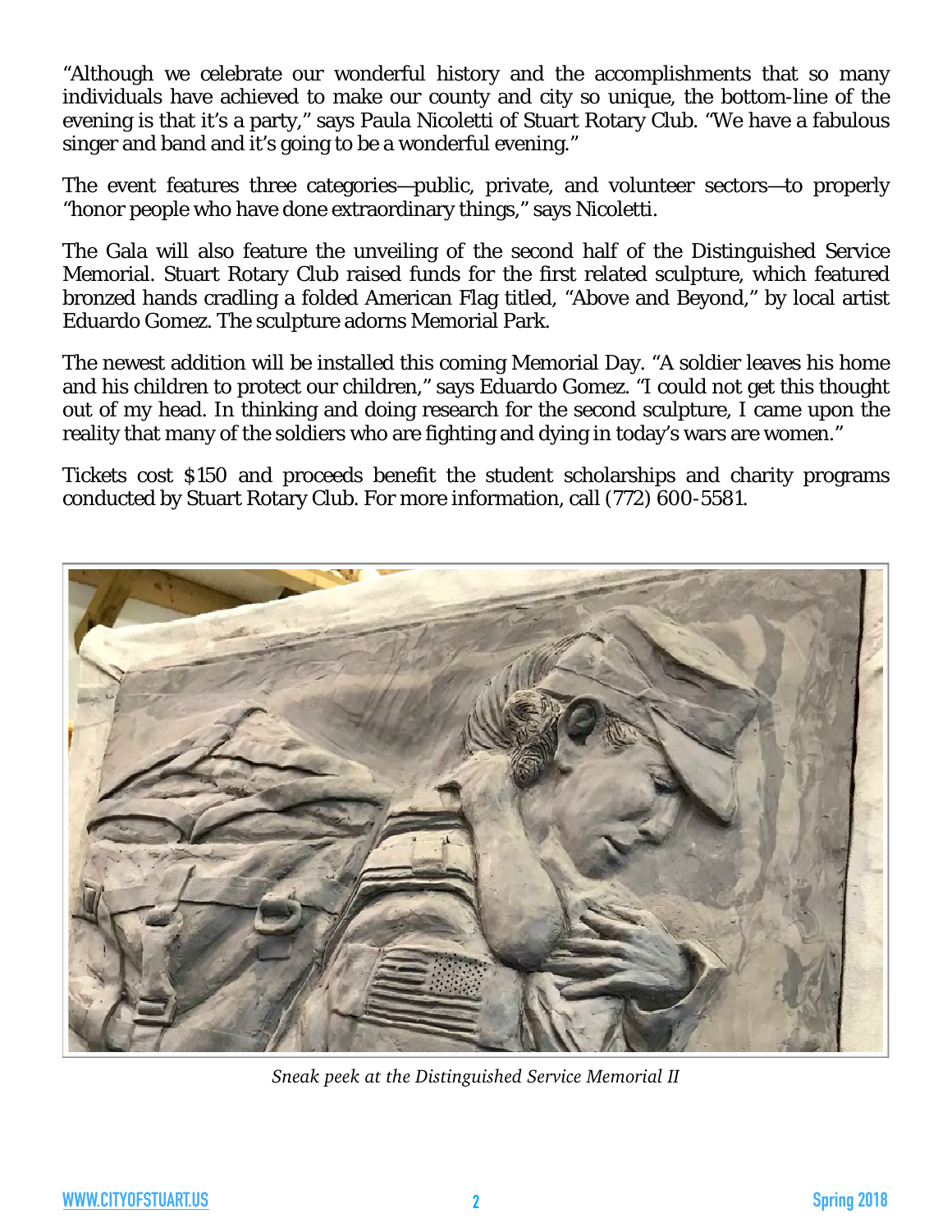"Although we celebrate our wonderful history and the accomplishments that so many individuals have achieved to make our county and city so unique, the bottom-line of the evening is that it's a party," says Paula Nicoletti of Stuart Rotary Club. "We have a fabulous singer and band and it's going to be a wonderful evening."

The event features three categories—public, private, and volunteer sectors—to properly "honor people who have done extraordinary things," says Nicoletti.

The Gala will also feature the unveiling of the second half of the Distinguished Service Memorial. Stuart Rotary Club raised funds for the first related sculpture, which featured bronzed hands cradling a folded American Flag titled, "Above and Beyond," by local artist Eduardo Gomez. The sculpture adorns Memorial Park.

The newest addition will be installed this coming Memorial Day. "A soldier leaves his home and his children to protect our children," says Eduardo Gomez. "I could not get this thought out of my head. In thinking and doing research for the second sculpture, I came upon the reality that many of the soldiers who are fighting and dying in today's wars are women."

Tickets cost $150 and proceeds benefit the student scholarships and charity programs conducted by Stuart Rotary Club. For more information, call (772) 600-5581.

*Sneak peek at the Distinguished Service Memorial II*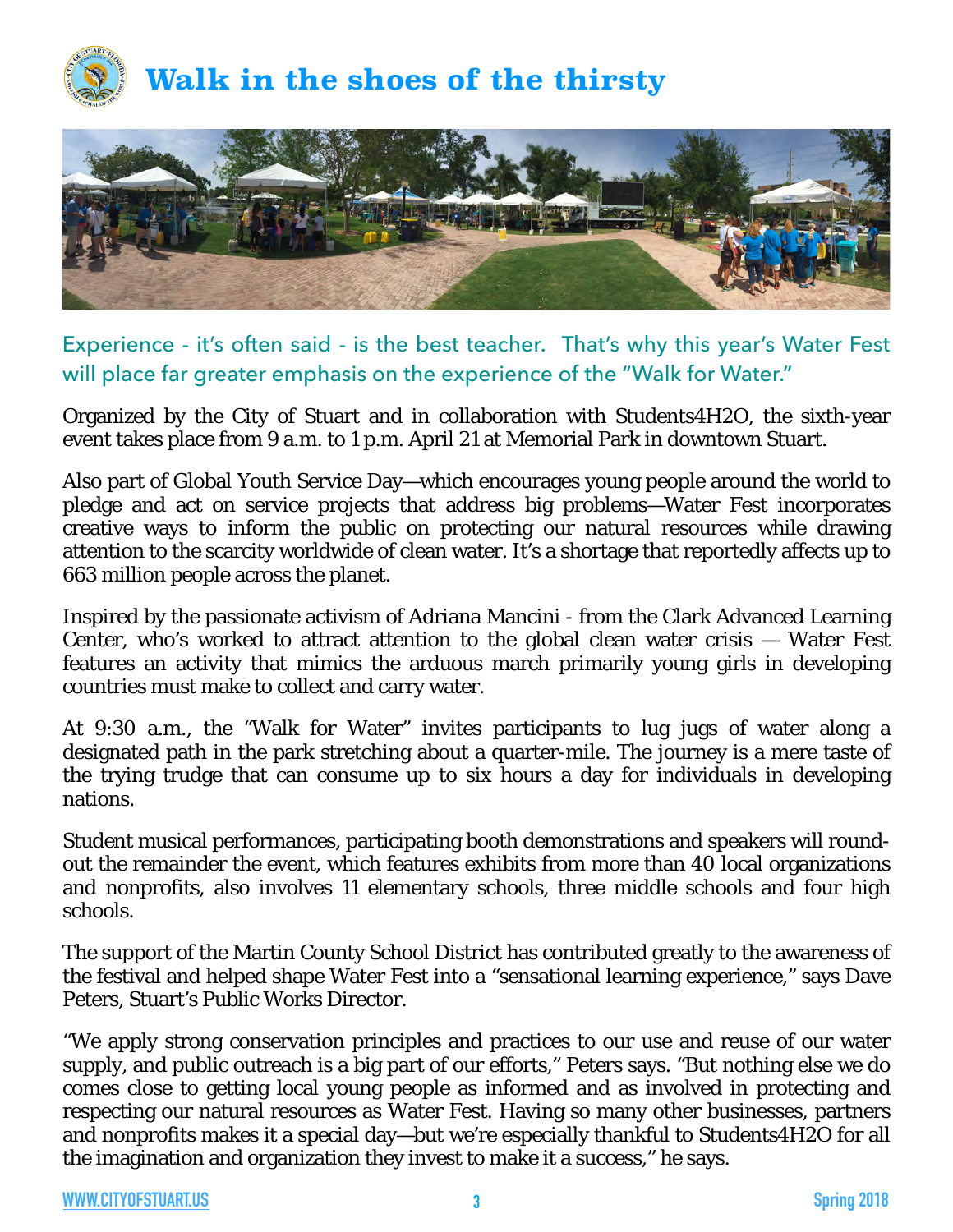# Walk in the shoes of the thirsty

Experience - it's often said - is the best teacher. That's why this year's Water Fest will place far greater emphasis on the experience of the "Walk for Water."

Organized by the City of Stuart and in collaboration with Students4H2O, the sixth-year event takes place from 9 a.m. to 1 p.m. April 21 at Memorial Park in downtown Stuart.

Also part of Global Youth Service Day—which encourages young people around the world to pledge and act on service projects that address big problems—Water Fest incorporates creative ways to inform the public on protecting our natural resources while drawing attention to the scarcity worldwide of clean water. It's a shortage that reportedly affects up to 663 million people across the planet.

Inspired by the passionate activism of Adriana Mancini - from the Clark Advanced Learning Center, who's worked to attract attention to the global clean water crisis — Water Fest features an activity that mimics the arduous march primarily young girls in developing countries must make to collect and carry water.

At 9:30 a.m., the "Walk for Water" invites participants to lug jugs of water along a designated path in the park stretching about a quarter-mile. The journey is a mere taste of the trying trudge that can consume up to six hours a day for individuals in developing nations.

Student musical performances, participating booth demonstrations and speakers will round-out the remainder the event, which features exhibits from more than 40 local organizations and nonprofits, also involves 11 elementary schools, three middle schools and four high schools.

The support of the Martin County School District has contributed greatly to the awareness of the festival and helped shape Water Fest into a "sensational learning experience," says Dave Peters, Stuart's Public Works Director.

"We apply strong conservation principles and practices to our use and reuse of our water supply, and public outreach is a big part of our efforts," Peters says. "But nothing else we do comes close to getting local young people as informed and as involved in protecting and respecting our natural resources as Water Fest. Having so many other businesses, partners and nonprofits makes it a special day—but we're especially thankful to Students4H2O for all the imagination and organization they invest to make it a success," he says.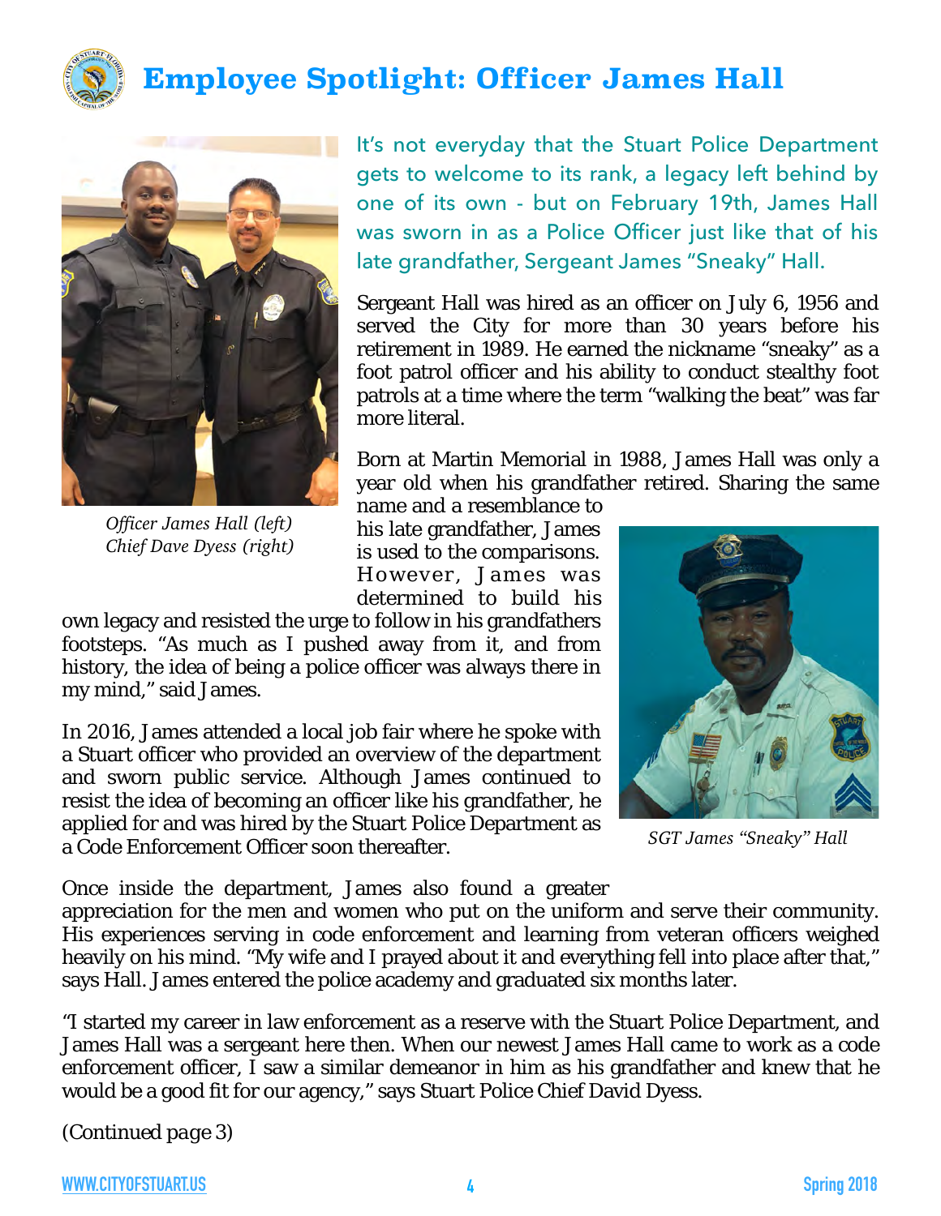# Employee Spotlight: Officer James Hall

*Officer James Hall (left)*
*Chief Dave Dyess (right)*

It's not everyday that the Stuart Police Department gets to welcome to its rank, a legacy left behind by one of its own - but on February 19th, James Hall was sworn in as a Police Officer just like that of his late grandfather, Sergeant James "Sneaky" Hall.

Sergeant Hall was hired as an officer on July 6, 1956 and served the City for more than 30 years before his retirement in 1989. He earned the nickname "sneaky" as a foot patrol officer and his ability to conduct stealthy foot patrols at a time where the term "walking the beat" was far more literal.

Born at Martin Memorial in 1988, James Hall was only a year old when his grandfather retired. Sharing the same name and a resemblance to his late grandfather, James is used to the comparisons. However, James was determined to build his own legacy and resisted the urge to follow in his grandfathers footsteps. "As much as I pushed away from it, and from history, the idea of being a police officer was always there in my mind," said James.

*SGT James "Sneaky" Hall*

In 2016, James attended a local job fair where he spoke with a Stuart officer who provided an overview of the department and sworn public service. Although James continued to resist the idea of becoming an officer like his grandfather, he applied for and was hired by the Stuart Police Department as a Code Enforcement Officer soon thereafter.

Once inside the department, James also found a greater appreciation for the men and women who put on the uniform and serve their community. His experiences serving in code enforcement and learning from veteran officers weighed heavily on his mind. "My wife and I prayed about it and everything fell into place after that," says Hall. James entered the police academy and graduated six months later.

"I started my career in law enforcement as a reserve with the Stuart Police Department, and James Hall was a sergeant here then. When our newest James Hall came to work as a code enforcement officer, I saw a similar demeanor in him as his grandfather and knew that he would be a good fit for our agency," says Stuart Police Chief David Dyess.

*(Continued page 3)*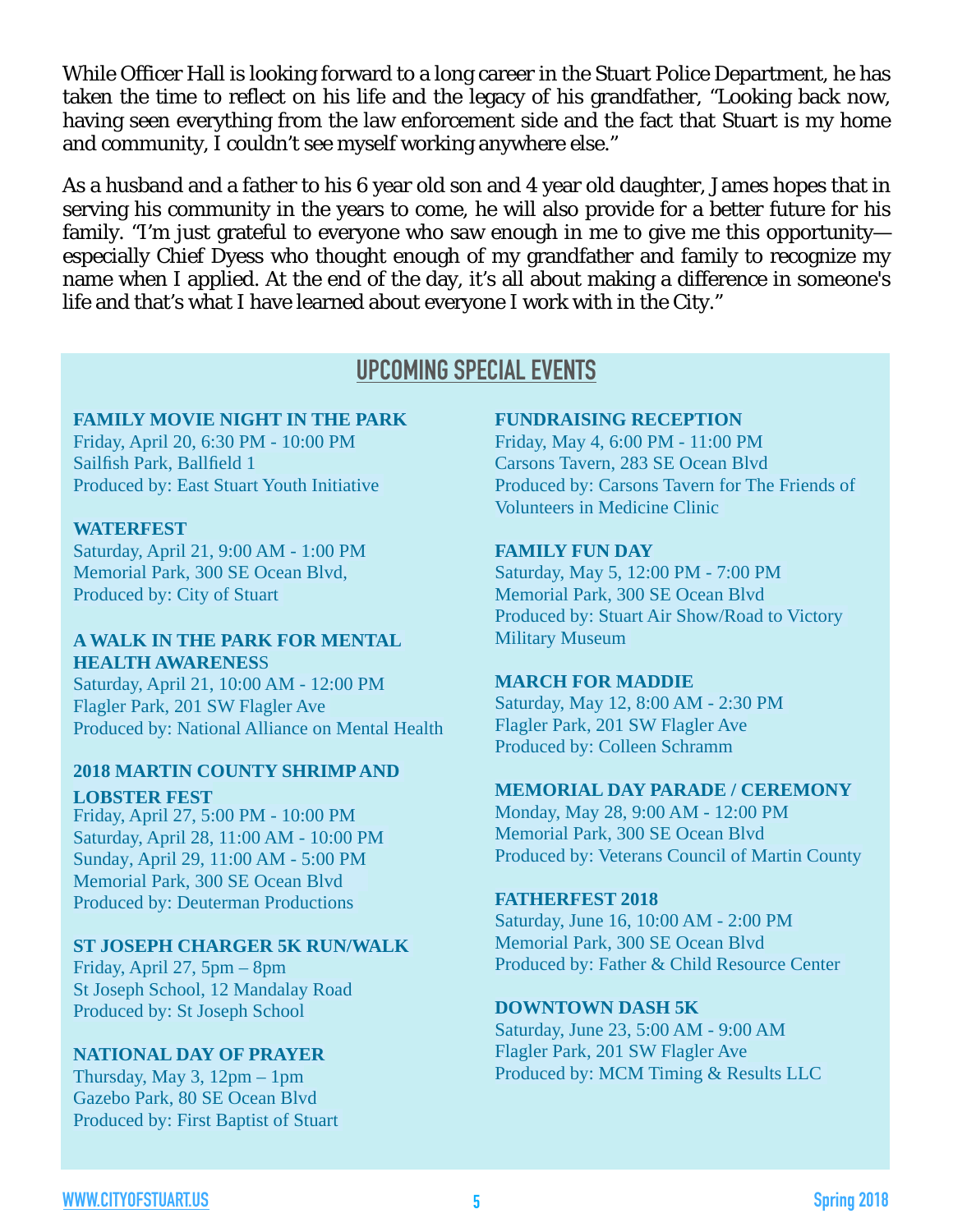While Officer Hall is looking forward to a long career in the Stuart Police Department, he has taken the time to reflect on his life and the legacy of his grandfather, "Looking back now, having seen everything from the law enforcement side and the fact that Stuart is my home and community, I couldn't see myself working anywhere else."

As a husband and a father to his 6 year old son and 4 year old daughter, James hopes that in serving his community in the years to come, he will also provide for a better future for his family. "I'm just grateful to everyone who saw enough in me to give me this opportunity—especially Chief Dyess who thought enough of my grandfather and family to recognize my name when I applied. At the end of the day, it's all about making a difference in someone's life and that's what I have learned about everyone I work with in the City."

## UPCOMING SPECIAL EVENTS

**FAMILY MOVIE NIGHT IN THE PARK**
Friday, April 20, 6:30 PM - 10:00 PM
Sailfish Park, Ballfield 1
Produced by: East Stuart Youth Initiative

**WATERFEST**
Saturday, April 21, 9:00 AM - 1:00 PM
Memorial Park, 300 SE Ocean Blvd,
Produced by: City of Stuart

**A WALK IN THE PARK FOR MENTAL HEALTH AWARENESS**
Saturday, April 21, 10:00 AM - 12:00 PM
Flagler Park, 201 SW Flagler Ave
Produced by: National Alliance on Mental Health

**2018 MARTIN COUNTY SHRIMP AND LOBSTER FEST**
Friday, April 27, 5:00 PM - 10:00 PM
Saturday, April 28, 11:00 AM - 10:00 PM
Sunday, April 29, 11:00 AM - 5:00 PM
Memorial Park, 300 SE Ocean Blvd
Produced by: Deuterman Productions

**ST JOSEPH CHARGER 5K RUN/WALK**
Friday, April 27, 5pm – 8pm
St Joseph School, 12 Mandalay Road
Produced by: St Joseph School

**NATIONAL DAY OF PRAYER**
Thursday, May 3, 12pm – 1pm
Gazebo Park, 80 SE Ocean Blvd
Produced by: First Baptist of Stuart

**FUNDRAISING RECEPTION**
Friday, May 4, 6:00 PM - 11:00 PM
Carsons Tavern, 283 SE Ocean Blvd
Produced by: Carsons Tavern for The Friends of Volunteers in Medicine Clinic

**FAMILY FUN DAY**
Saturday, May 5, 12:00 PM - 7:00 PM
Memorial Park, 300 SE Ocean Blvd
Produced by: Stuart Air Show/Road to Victory Military Museum

**MARCH FOR MADDIE**
Saturday, May 12, 8:00 AM - 2:30 PM
Flagler Park, 201 SW Flagler Ave
Produced by: Colleen Schramm

**MEMORIAL DAY PARADE / CEREMONY**
Monday, May 28, 9:00 AM - 12:00 PM
Memorial Park, 300 SE Ocean Blvd
Produced by: Veterans Council of Martin County

**FATHERFEST 2018**
Saturday, June 16, 10:00 AM - 2:00 PM
Memorial Park, 300 SE Ocean Blvd
Produced by: Father & Child Resource Center

**DOWNTOWN DASH 5K**
Saturday, June 23, 5:00 AM - 9:00 AM
Flagler Park, 201 SW Flagler Ave
Produced by: MCM Timing & Results LLC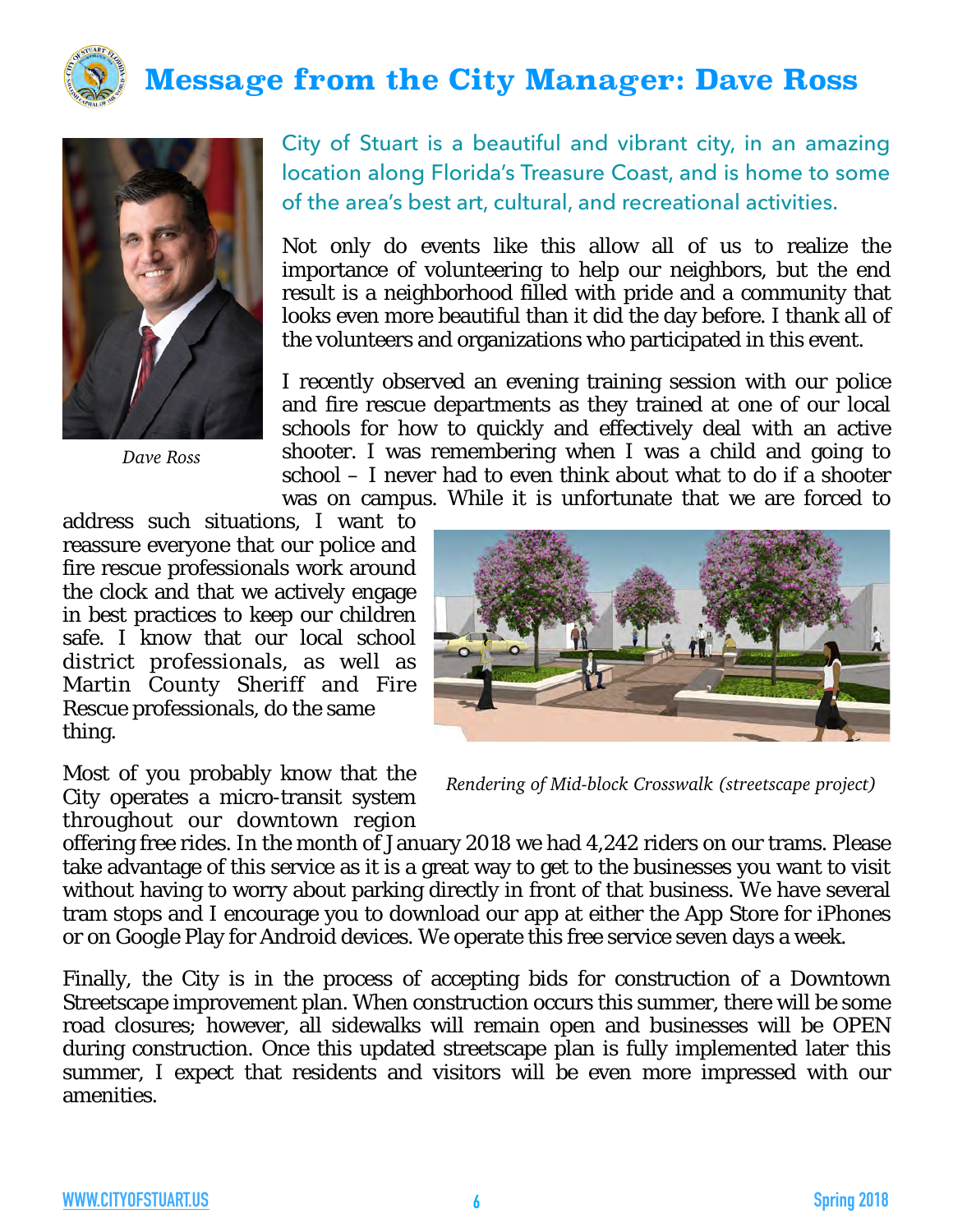# Message from the City Manager: Dave Ross

*Dave Ross*

City of Stuart is a beautiful and vibrant city, in an amazing location along Florida's Treasure Coast, and is home to some of the area's best art, cultural, and recreational activities.

Not only do events like this allow all of us to realize the importance of volunteering to help our neighbors, but the end result is a neighborhood filled with pride and a community that looks even more beautiful than it did the day before. I thank all of the volunteers and organizations who participated in this event.

I recently observed an evening training session with our police and fire rescue departments as they trained at one of our local schools for how to quickly and effectively deal with an active shooter. I was remembering when I was a child and going to school – I never had to even think about what to do if a shooter was on campus. While it is unfortunate that we are forced to address such situations, I want to reassure everyone that our police and fire rescue professionals work around the clock and that we actively engage in best practices to keep our children safe. I know that our local school district professionals, as well as Martin County Sheriff and Fire Rescue professionals, do the same thing.

*Rendering of Mid-block Crosswalk (streetscape project)*

Most of you probably know that the City operates a micro-transit system throughout our downtown region offering free rides. In the month of January 2018 we had 4,242 riders on our trams. Please take advantage of this service as it is a great way to get to the businesses you want to visit without having to worry about parking directly in front of that business. We have several tram stops and I encourage you to download our app at either the App Store for iPhones or on Google Play for Android devices. We operate this free service seven days a week.

Finally, the City is in the process of accepting bids for construction of a Downtown Streetscape improvement plan. When construction occurs this summer, there will be some road closures; however, all sidewalks will remain open and businesses will be OPEN during construction. Once this updated streetscape plan is fully implemented later this summer, I expect that residents and visitors will be even more impressed with our amenities.